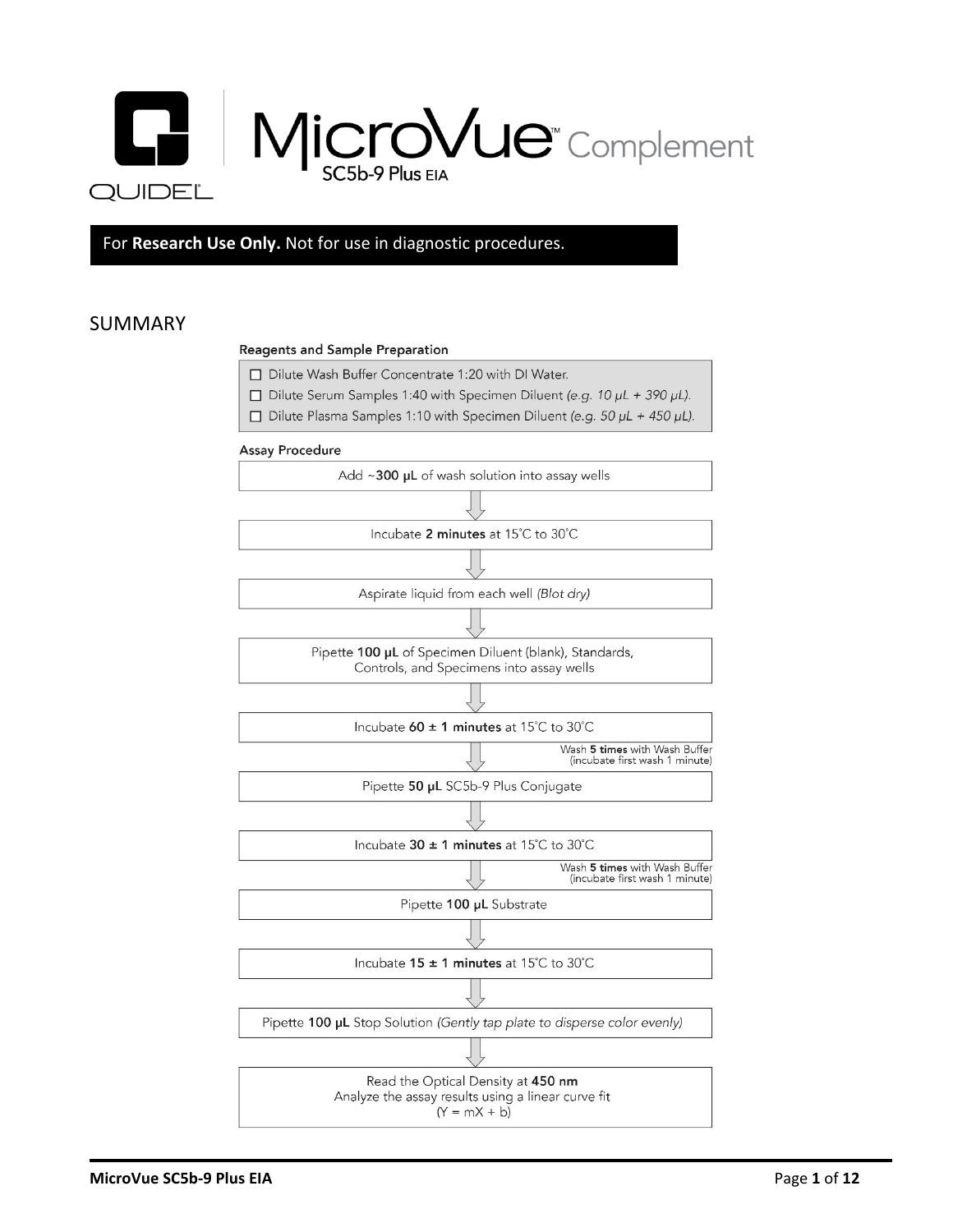# MicroVue™ Complement SC5b-9 Plus EIA

QUIDEL

For **Research Use Only.** Not for use in diagnostic procedures.

## SUMMARY

**Reagents and Sample Preparation**

- ☐ Dilute Wash Buffer Concentrate 1:20 with DI Water.
- ☐ Dilute Serum Samples 1:40 with Specimen Diluent *(e.g. 10 μL + 390 μL).*
- ☐ Dilute Plasma Samples 1:10 with Specimen Diluent *(e.g. 50 μL + 450 μL).*

**Assay Procedure**

1. Add ~**300 μL** of wash solution into assay wells
2. Incubate **2 minutes** at 15˚C to 30˚C
3. Aspirate liquid from each well *(Blot dry)*
4. Pipette **100 μL** of Specimen Diluent (blank), Standards, Controls, and Specimens into assay wells
5. Incubate **60 ± 1 minutes** at 15˚C to 30˚C
   - Wash **5 times** with Wash Buffer (incubate first wash 1 minute)
6. Pipette **50 μL** SC5b-9 Plus Conjugate
7. Incubate **30 ± 1 minutes** at 15˚C to 30˚C
   - Wash **5 times** with Wash Buffer (incubate first wash 1 minute)
8. Pipette **100 μL** Substrate
9. Incubate **15 ± 1 minutes** at 15˚C to 30˚C
10. Pipette **100 μL** Stop Solution *(Gently tap plate to disperse color evenly)*
11. Read the Optical Density at **450 nm**
    Analyze the assay results using a linear curve fit
    ($Y = mX + b$)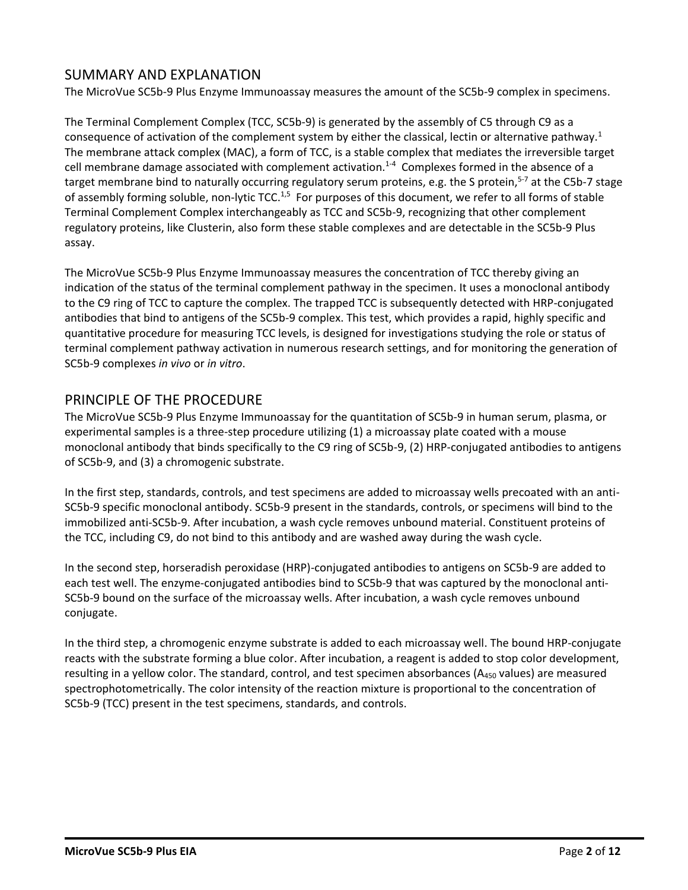## SUMMARY AND EXPLANATION

The MicroVue SC5b-9 Plus Enzyme Immunoassay measures the amount of the SC5b-9 complex in specimens.

The Terminal Complement Complex (TCC, SC5b-9) is generated by the assembly of C5 through C9 as a consequence of activation of the complement system by either the classical, lectin or alternative pathway.[1] The membrane attack complex (MAC), a form of TCC, is a stable complex that mediates the irreversible target cell membrane damage associated with complement activation.[1-4] Complexes formed in the absence of a target membrane bind to naturally occurring regulatory serum proteins, e.g. the S protein,[5-7] at the C5b-7 stage of assembly forming soluble, non-lytic TCC.[1,5] For purposes of this document, we refer to all forms of stable Terminal Complement Complex interchangeably as TCC and SC5b-9, recognizing that other complement regulatory proteins, like Clusterin, also form these stable complexes and are detectable in the SC5b-9 Plus assay.

The MicroVue SC5b-9 Plus Enzyme Immunoassay measures the concentration of TCC thereby giving an indication of the status of the terminal complement pathway in the specimen. It uses a monoclonal antibody to the C9 ring of TCC to capture the complex. The trapped TCC is subsequently detected with HRP-conjugated antibodies that bind to antigens of the SC5b-9 complex. This test, which provides a rapid, highly specific and quantitative procedure for measuring TCC levels, is designed for investigations studying the role or status of terminal complement pathway activation in numerous research settings, and for monitoring the generation of SC5b-9 complexes *in vivo* or *in vitro*.

## PRINCIPLE OF THE PROCEDURE

The MicroVue SC5b-9 Plus Enzyme Immunoassay for the quantitation of SC5b-9 in human serum, plasma, or experimental samples is a three-step procedure utilizing (1) a microassay plate coated with a mouse monoclonal antibody that binds specifically to the C9 ring of SC5b-9, (2) HRP-conjugated antibodies to antigens of SC5b-9, and (3) a chromogenic substrate.

In the first step, standards, controls, and test specimens are added to microassay wells precoated with an anti-SC5b-9 specific monoclonal antibody. SC5b-9 present in the standards, controls, or specimens will bind to the immobilized anti-SC5b-9. After incubation, a wash cycle removes unbound material. Constituent proteins of the TCC, including C9, do not bind to this antibody and are washed away during the wash cycle.

In the second step, horseradish peroxidase (HRP)-conjugated antibodies to antigens on SC5b-9 are added to each test well. The enzyme-conjugated antibodies bind to SC5b-9 that was captured by the monoclonal anti-SC5b-9 bound on the surface of the microassay wells. After incubation, a wash cycle removes unbound conjugate.

In the third step, a chromogenic enzyme substrate is added to each microassay well. The bound HRP-conjugate reacts with the substrate forming a blue color. After incubation, a reagent is added to stop color development, resulting in a yellow color. The standard, control, and test specimen absorbances ($A_{450}$ values) are measured spectrophotometrically. The color intensity of the reaction mixture is proportional to the concentration of SC5b-9 (TCC) present in the test specimens, standards, and controls.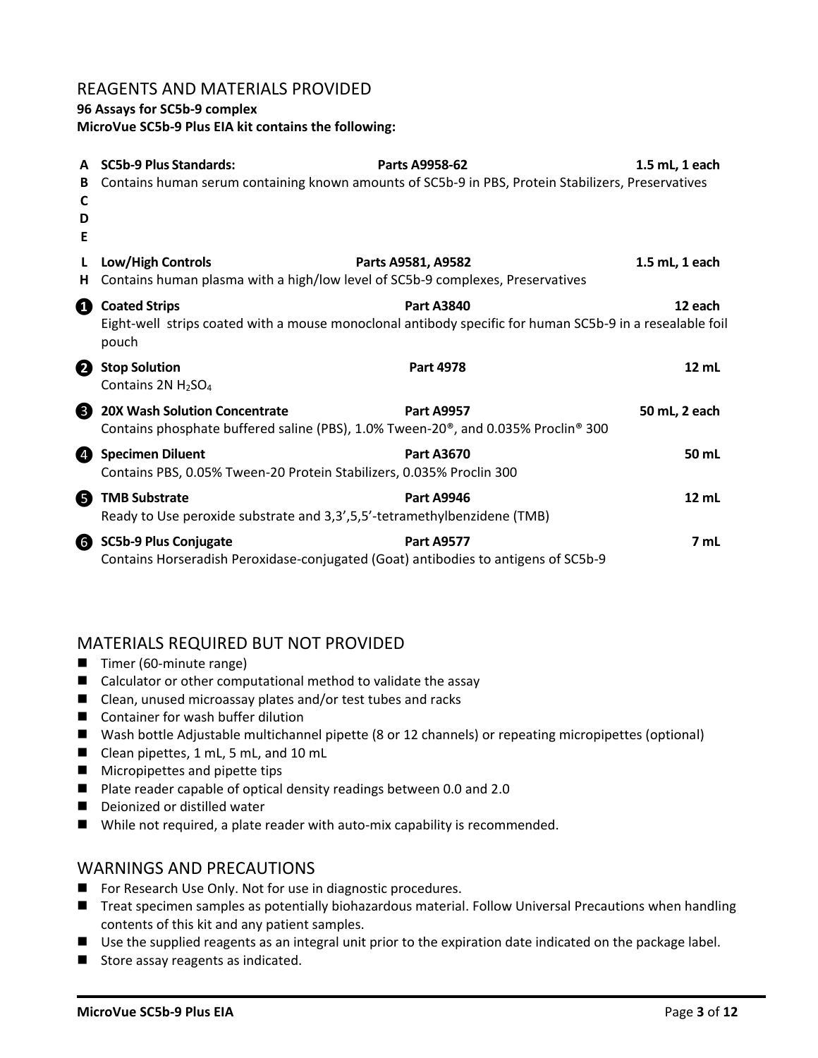## REAGENTS AND MATERIALS PROVIDED

**96 Assays for SC5b-9 complex**
**MicroVue SC5b-9 Plus EIA kit contains the following:**

| | Reagent | Part | Quantity |
|---|---|---|---|
| A B C D E | **SC5b-9 Plus Standards:** Contains human serum containing known amounts of SC5b-9 in PBS, Protein Stabilizers, Preservatives | **Parts A9958-62** | **1.5 mL, 1 each** |
| L H | **Low/High Controls** Contains human plasma with a high/low level of SC5b-9 complexes, Preservatives | **Parts A9581, A9582** | **1.5 mL, 1 each** |
| 1 | **Coated Strips** Eight-well strips coated with a mouse monoclonal antibody specific for human SC5b-9 in a resealable foil pouch | **Part A3840** | **12 each** |
| 2 | **Stop Solution** Contains 2N $H_2SO_4$ | **Part 4978** | **12 mL** |
| 3 | **20X Wash Solution Concentrate** Contains phosphate buffered saline (PBS), 1.0% Tween-20®, and 0.035% Proclin® 300 | **Part A9957** | **50 mL, 2 each** |
| 4 | **Specimen Diluent** Contains PBS, 0.05% Tween-20 Protein Stabilizers, 0.035% Proclin 300 | **Part A3670** | **50 mL** |
| 5 | **TMB Substrate** Ready to Use peroxide substrate and 3,3',5,5'-tetramethylbenzidene (TMB) | **Part A9946** | **12 mL** |
| 6 | **SC5b-9 Plus Conjugate** Contains Horseradish Peroxidase-conjugated (Goat) antibodies to antigens of SC5b-9 | **Part A9577** | **7 mL** |

## MATERIALS REQUIRED BUT NOT PROVIDED

- Timer (60-minute range)
- Calculator or other computational method to validate the assay
- Clean, unused microassay plates and/or test tubes and racks
- Container for wash buffer dilution
- Wash bottle Adjustable multichannel pipette (8 or 12 channels) or repeating micropipettes (optional)
- Clean pipettes, 1 mL, 5 mL, and 10 mL
- Micropipettes and pipette tips
- Plate reader capable of optical density readings between 0.0 and 2.0
- Deionized or distilled water
- While not required, a plate reader with auto-mix capability is recommended.

## WARNINGS AND PRECAUTIONS

- For Research Use Only. Not for use in diagnostic procedures.
- Treat specimen samples as potentially biohazardous material. Follow Universal Precautions when handling contents of this kit and any patient samples.
- Use the supplied reagents as an integral unit prior to the expiration date indicated on the package label.
- Store assay reagents as indicated.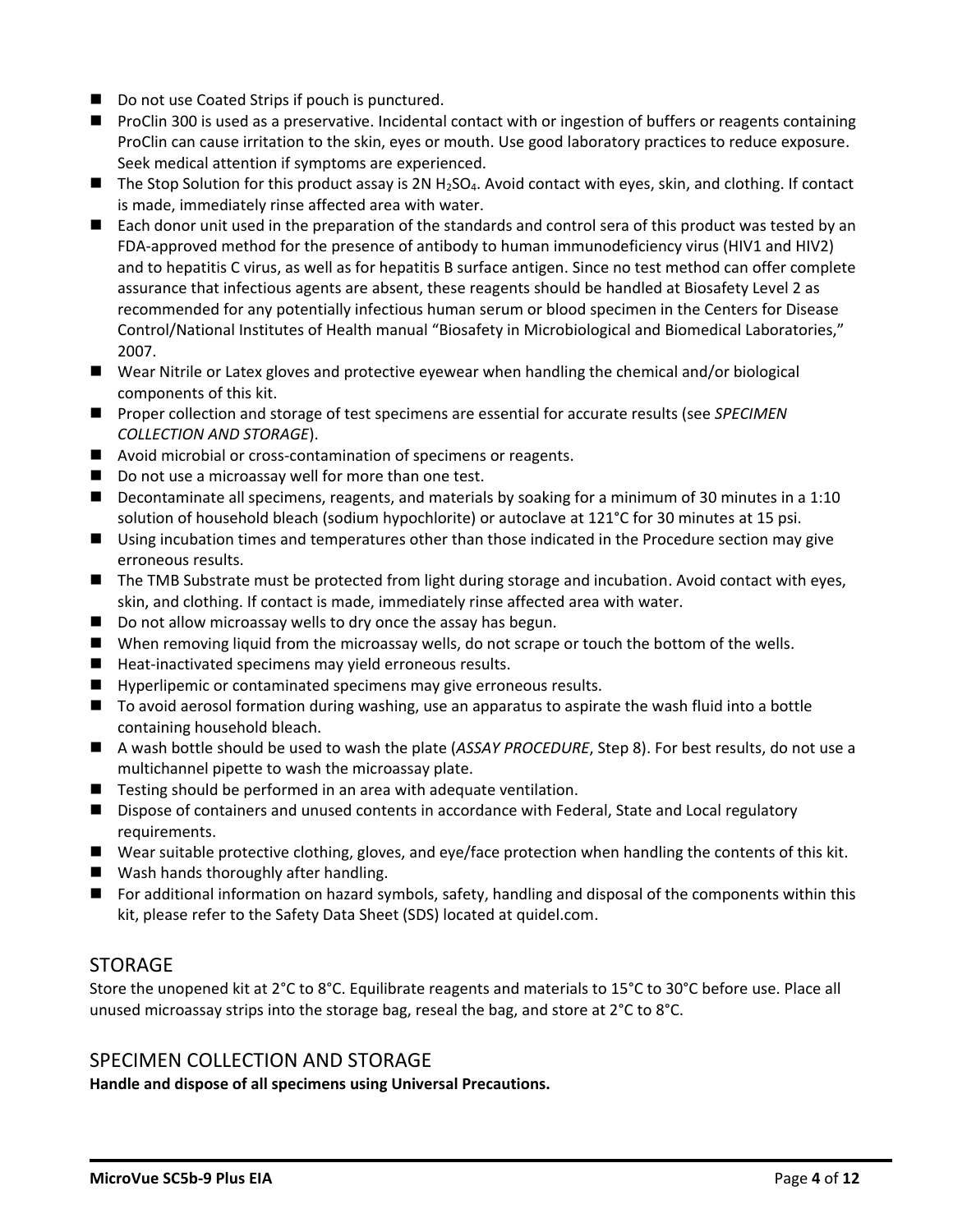- Do not use Coated Strips if pouch is punctured.
- ProClin 300 is used as a preservative. Incidental contact with or ingestion of buffers or reagents containing ProClin can cause irritation to the skin, eyes or mouth. Use good laboratory practices to reduce exposure. Seek medical attention if symptoms are experienced.
- The Stop Solution for this product assay is 2N $H_2SO_4$. Avoid contact with eyes, skin, and clothing. If contact is made, immediately rinse affected area with water.
- Each donor unit used in the preparation of the standards and control sera of this product was tested by an FDA-approved method for the presence of antibody to human immunodeficiency virus (HIV1 and HIV2) and to hepatitis C virus, as well as for hepatitis B surface antigen. Since no test method can offer complete assurance that infectious agents are absent, these reagents should be handled at Biosafety Level 2 as recommended for any potentially infectious human serum or blood specimen in the Centers for Disease Control/National Institutes of Health manual "Biosafety in Microbiological and Biomedical Laboratories," 2007.
- Wear Nitrile or Latex gloves and protective eyewear when handling the chemical and/or biological components of this kit.
- Proper collection and storage of test specimens are essential for accurate results (see *SPECIMEN COLLECTION AND STORAGE*).
- Avoid microbial or cross-contamination of specimens or reagents.
- Do not use a microassay well for more than one test.
- Decontaminate all specimens, reagents, and materials by soaking for a minimum of 30 minutes in a 1:10 solution of household bleach (sodium hypochlorite) or autoclave at 121°C for 30 minutes at 15 psi.
- Using incubation times and temperatures other than those indicated in the Procedure section may give erroneous results.
- The TMB Substrate must be protected from light during storage and incubation. Avoid contact with eyes, skin, and clothing. If contact is made, immediately rinse affected area with water.
- Do not allow microassay wells to dry once the assay has begun.
- When removing liquid from the microassay wells, do not scrape or touch the bottom of the wells.
- Heat-inactivated specimens may yield erroneous results.
- Hyperlipemic or contaminated specimens may give erroneous results.
- To avoid aerosol formation during washing, use an apparatus to aspirate the wash fluid into a bottle containing household bleach.
- A wash bottle should be used to wash the plate (*ASSAY PROCEDURE*, Step 8). For best results, do not use a multichannel pipette to wash the microassay plate.
- Testing should be performed in an area with adequate ventilation.
- Dispose of containers and unused contents in accordance with Federal, State and Local regulatory requirements.
- Wear suitable protective clothing, gloves, and eye/face protection when handling the contents of this kit.
- Wash hands thoroughly after handling.
- For additional information on hazard symbols, safety, handling and disposal of the components within this kit, please refer to the Safety Data Sheet (SDS) located at quidel.com.

## STORAGE

Store the unopened kit at 2°C to 8°C. Equilibrate reagents and materials to 15°C to 30°C before use. Place all unused microassay strips into the storage bag, reseal the bag, and store at 2°C to 8°C.

## SPECIMEN COLLECTION AND STORAGE

**Handle and dispose of all specimens using Universal Precautions.**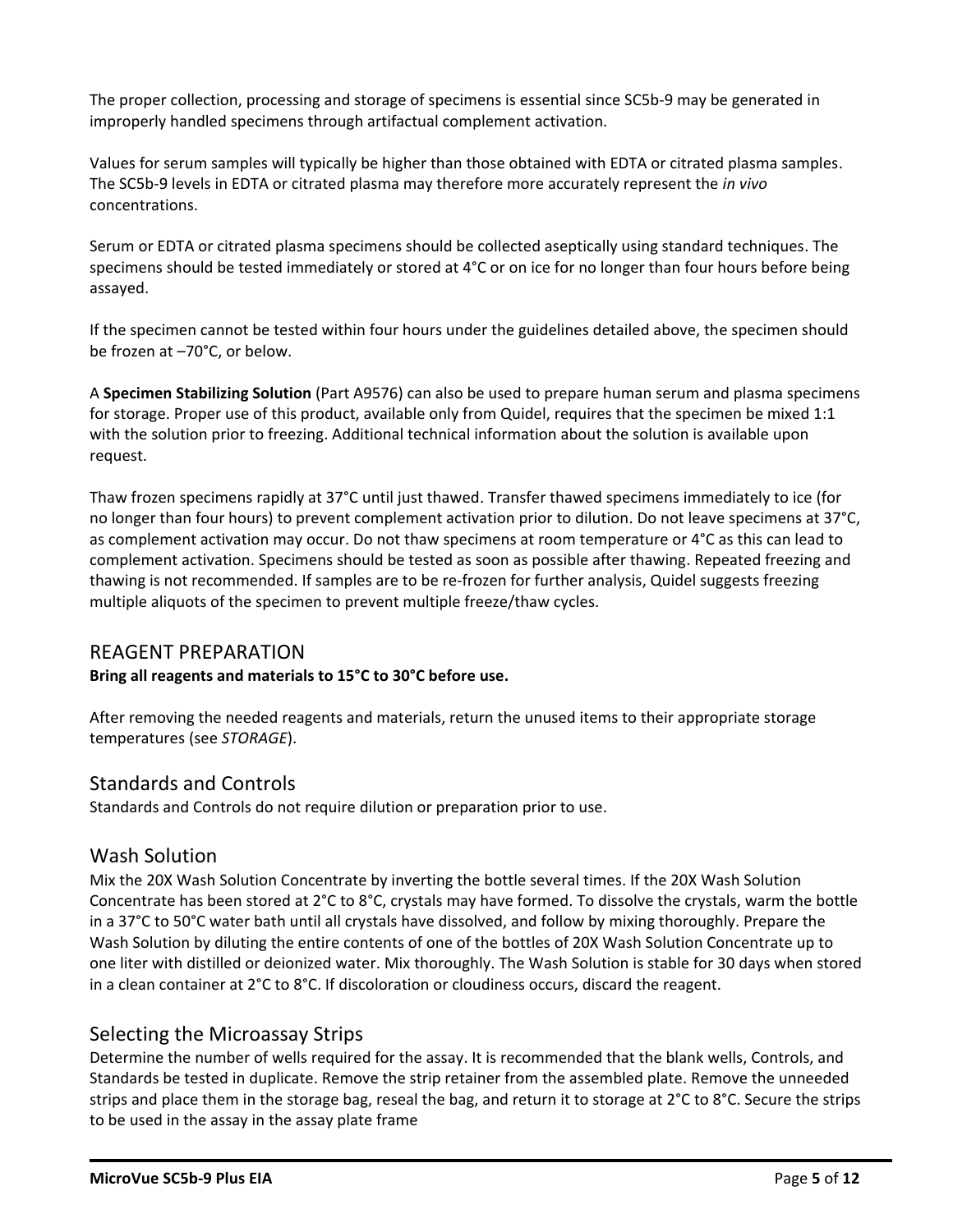The proper collection, processing and storage of specimens is essential since SC5b-9 may be generated in improperly handled specimens through artifactual complement activation.

Values for serum samples will typically be higher than those obtained with EDTA or citrated plasma samples. The SC5b-9 levels in EDTA or citrated plasma may therefore more accurately represent the *in vivo* concentrations.

Serum or EDTA or citrated plasma specimens should be collected aseptically using standard techniques. The specimens should be tested immediately or stored at 4°C or on ice for no longer than four hours before being assayed.

If the specimen cannot be tested within four hours under the guidelines detailed above, the specimen should be frozen at –70°C, or below.

A **Specimen Stabilizing Solution** (Part A9576) can also be used to prepare human serum and plasma specimens for storage. Proper use of this product, available only from Quidel, requires that the specimen be mixed 1:1 with the solution prior to freezing. Additional technical information about the solution is available upon request.

Thaw frozen specimens rapidly at 37°C until just thawed. Transfer thawed specimens immediately to ice (for no longer than four hours) to prevent complement activation prior to dilution. Do not leave specimens at 37°C, as complement activation may occur. Do not thaw specimens at room temperature or 4°C as this can lead to complement activation. Specimens should be tested as soon as possible after thawing. Repeated freezing and thawing is not recommended. If samples are to be re-frozen for further analysis, Quidel suggests freezing multiple aliquots of the specimen to prevent multiple freeze/thaw cycles.

## REAGENT PREPARATION

**Bring all reagents and materials to 15°C to 30°C before use.**

After removing the needed reagents and materials, return the unused items to their appropriate storage temperatures (see *STORAGE*).

### Standards and Controls

Standards and Controls do not require dilution or preparation prior to use.

### Wash Solution

Mix the 20X Wash Solution Concentrate by inverting the bottle several times. If the 20X Wash Solution Concentrate has been stored at 2°C to 8°C, crystals may have formed. To dissolve the crystals, warm the bottle in a 37°C to 50°C water bath until all crystals have dissolved, and follow by mixing thoroughly. Prepare the Wash Solution by diluting the entire contents of one of the bottles of 20X Wash Solution Concentrate up to one liter with distilled or deionized water. Mix thoroughly. The Wash Solution is stable for 30 days when stored in a clean container at 2°C to 8°C. If discoloration or cloudiness occurs, discard the reagent.

### Selecting the Microassay Strips

Determine the number of wells required for the assay. It is recommended that the blank wells, Controls, and Standards be tested in duplicate. Remove the strip retainer from the assembled plate. Remove the unneeded strips and place them in the storage bag, reseal the bag, and return it to storage at 2°C to 8°C. Secure the strips to be used in the assay in the assay plate frame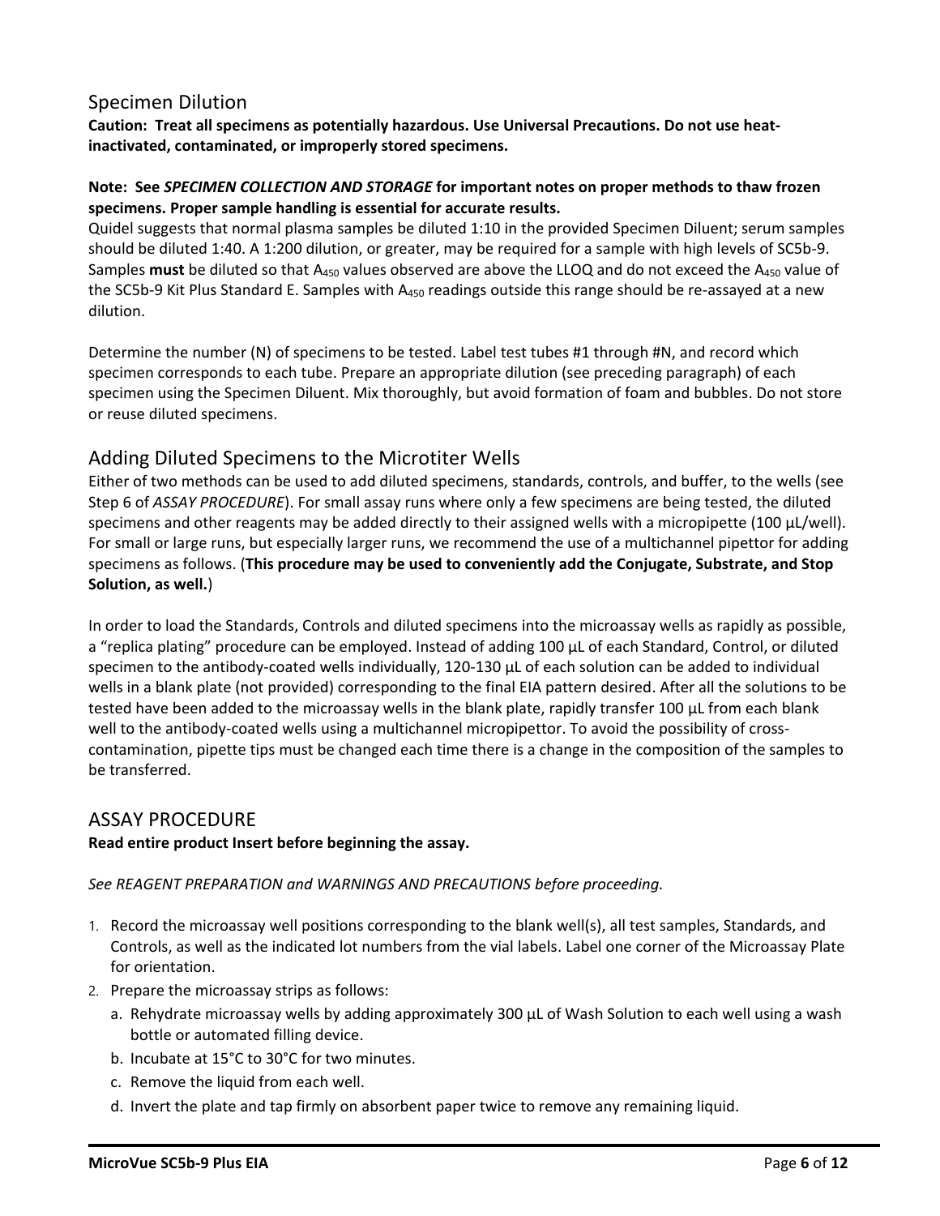## Specimen Dilution

**Caution: Treat all specimens as potentially hazardous. Use Universal Precautions. Do not use heat-inactivated, contaminated, or improperly stored specimens.**

**Note: See *SPECIMEN COLLECTION AND STORAGE* for important notes on proper methods to thaw frozen specimens. Proper sample handling is essential for accurate results.**

Quidel suggests that normal plasma samples be diluted 1:10 in the provided Specimen Diluent; serum samples should be diluted 1:40. A 1:200 dilution, or greater, may be required for a sample with high levels of SC5b-9. Samples **must** be diluted so that $A_{450}$ values observed are above the LLOQ and do not exceed the $A_{450}$ value of the SC5b-9 Kit Plus Standard E. Samples with $A_{450}$ readings outside this range should be re-assayed at a new dilution.

Determine the number (N) of specimens to be tested. Label test tubes #1 through #N, and record which specimen corresponds to each tube. Prepare an appropriate dilution (see preceding paragraph) of each specimen using the Specimen Diluent. Mix thoroughly, but avoid formation of foam and bubbles. Do not store or reuse diluted specimens.

## Adding Diluted Specimens to the Microtiter Wells

Either of two methods can be used to add diluted specimens, standards, controls, and buffer, to the wells (see Step 6 of *ASSAY PROCEDURE*). For small assay runs where only a few specimens are being tested, the diluted specimens and other reagents may be added directly to their assigned wells with a micropipette (100 µL/well). For small or large runs, but especially larger runs, we recommend the use of a multichannel pipettor for adding specimens as follows. (**This procedure may be used to conveniently add the Conjugate, Substrate, and Stop Solution, as well.**)

In order to load the Standards, Controls and diluted specimens into the microassay wells as rapidly as possible, a "replica plating" procedure can be employed. Instead of adding 100 µL of each Standard, Control, or diluted specimen to the antibody-coated wells individually, 120-130 µL of each solution can be added to individual wells in a blank plate (not provided) corresponding to the final EIA pattern desired. After all the solutions to be tested have been added to the microassay wells in the blank plate, rapidly transfer 100 µL from each blank well to the antibody-coated wells using a multichannel micropipettor. To avoid the possibility of cross-contamination, pipette tips must be changed each time there is a change in the composition of the samples to be transferred.

## ASSAY PROCEDURE

**Read entire product Insert before beginning the assay.**

*See REAGENT PREPARATION and WARNINGS AND PRECAUTIONS before proceeding.*

1. Record the microassay well positions corresponding to the blank well(s), all test samples, Standards, and Controls, as well as the indicated lot numbers from the vial labels. Label one corner of the Microassay Plate for orientation.
2. Prepare the microassay strips as follows:
   a. Rehydrate microassay wells by adding approximately 300 µL of Wash Solution to each well using a wash bottle or automated filling device.
   b. Incubate at 15°C to 30°C for two minutes.
   c. Remove the liquid from each well.
   d. Invert the plate and tap firmly on absorbent paper twice to remove any remaining liquid.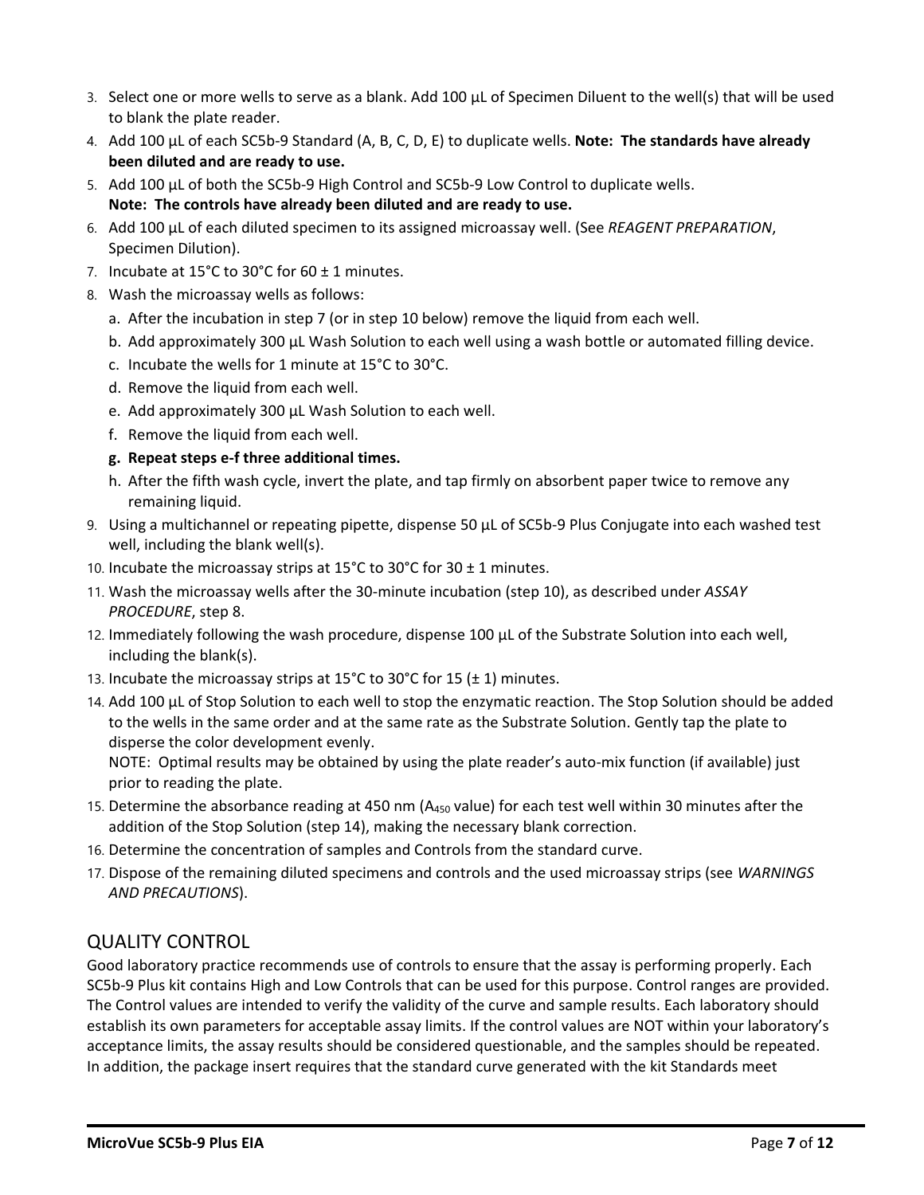3. Select one or more wells to serve as a blank. Add 100 µL of Specimen Diluent to the well(s) that will be used to blank the plate reader.
4. Add 100 µL of each SC5b-9 Standard (A, B, C, D, E) to duplicate wells. **Note: The standards have already been diluted and are ready to use.**
5. Add 100 µL of both the SC5b-9 High Control and SC5b-9 Low Control to duplicate wells.
   **Note: The controls have already been diluted and are ready to use.**
6. Add 100 µL of each diluted specimen to its assigned microassay well. (See *REAGENT PREPARATION*, Specimen Dilution).
7. Incubate at 15°C to 30°C for 60 ± 1 minutes.
8. Wash the microassay wells as follows:
   a. After the incubation in step 7 (or in step 10 below) remove the liquid from each well.
   b. Add approximately 300 µL Wash Solution to each well using a wash bottle or automated filling device.
   c. Incubate the wells for 1 minute at 15°C to 30°C.
   d. Remove the liquid from each well.
   e. Add approximately 300 µL Wash Solution to each well.
   f. Remove the liquid from each well.
   **g. Repeat steps e-f three additional times.**
   h. After the fifth wash cycle, invert the plate, and tap firmly on absorbent paper twice to remove any remaining liquid.
9. Using a multichannel or repeating pipette, dispense 50 µL of SC5b-9 Plus Conjugate into each washed test well, including the blank well(s).
10. Incubate the microassay strips at 15°C to 30°C for 30 ± 1 minutes.
11. Wash the microassay wells after the 30-minute incubation (step 10), as described under *ASSAY PROCEDURE*, step 8.
12. Immediately following the wash procedure, dispense 100 µL of the Substrate Solution into each well, including the blank(s).
13. Incubate the microassay strips at 15°C to 30°C for 15 (± 1) minutes.
14. Add 100 µL of Stop Solution to each well to stop the enzymatic reaction. The Stop Solution should be added to the wells in the same order and at the same rate as the Substrate Solution. Gently tap the plate to disperse the color development evenly.
    NOTE: Optimal results may be obtained by using the plate reader's auto-mix function (if available) just prior to reading the plate.
15. Determine the absorbance reading at 450 nm ($A_{450}$ value) for each test well within 30 minutes after the addition of the Stop Solution (step 14), making the necessary blank correction.
16. Determine the concentration of samples and Controls from the standard curve.
17. Dispose of the remaining diluted specimens and controls and the used microassay strips (see *WARNINGS AND PRECAUTIONS*).

## QUALITY CONTROL

Good laboratory practice recommends use of controls to ensure that the assay is performing properly. Each SC5b-9 Plus kit contains High and Low Controls that can be used for this purpose. Control ranges are provided. The Control values are intended to verify the validity of the curve and sample results. Each laboratory should establish its own parameters for acceptable assay limits. If the control values are NOT within your laboratory's acceptance limits, the assay results should be considered questionable, and the samples should be repeated. In addition, the package insert requires that the standard curve generated with the kit Standards meet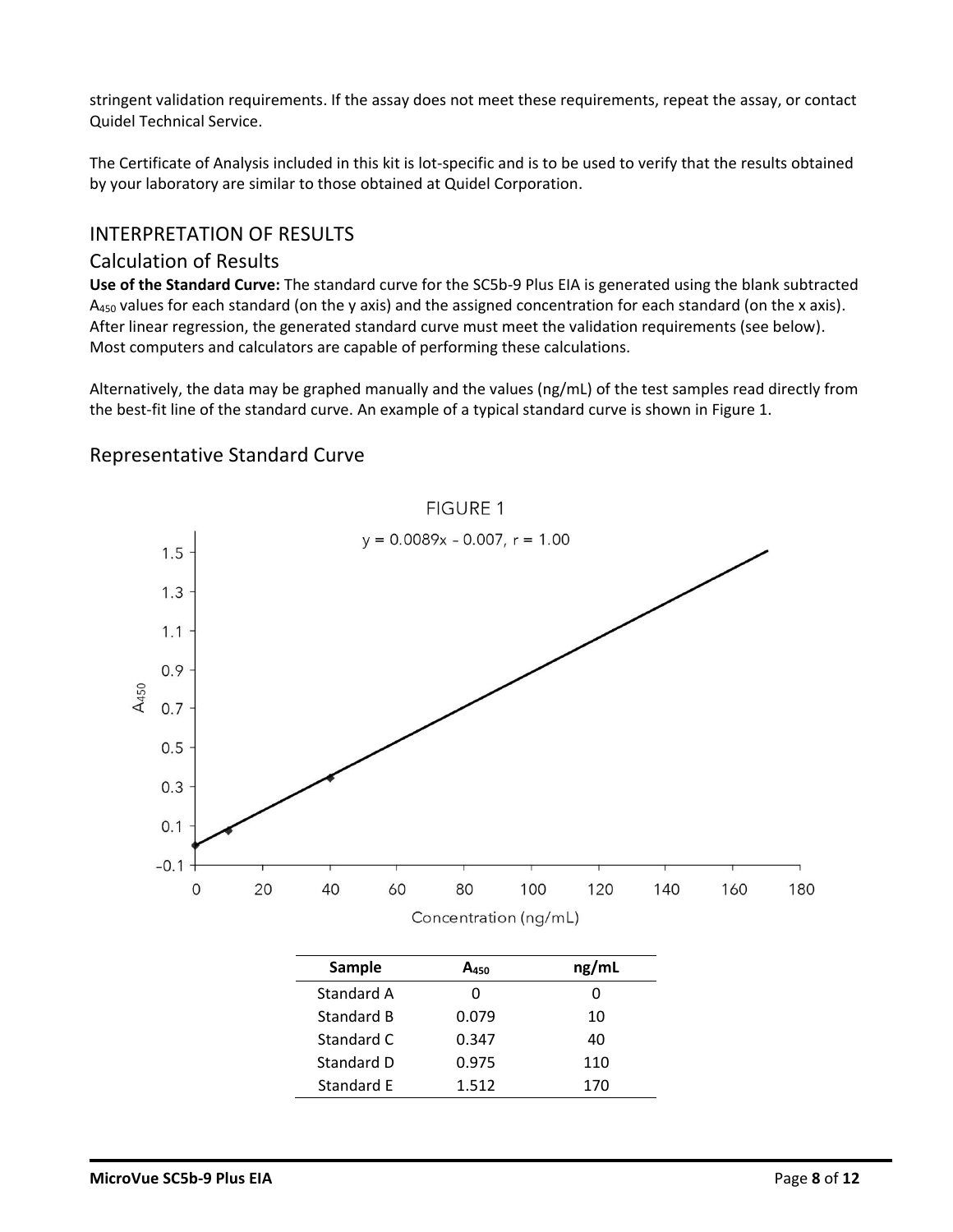stringent validation requirements. If the assay does not meet these requirements, repeat the assay, or contact Quidel Technical Service.

The Certificate of Analysis included in this kit is lot-specific and is to be used to verify that the results obtained by your laboratory are similar to those obtained at Quidel Corporation.

## INTERPRETATION OF RESULTS

### Calculation of Results

**Use of the Standard Curve:** The standard curve for the SC5b-9 Plus EIA is generated using the blank subtracted $A_{450}$ values for each standard (on the y axis) and the assigned concentration for each standard (on the x axis). After linear regression, the generated standard curve must meet the validation requirements (see below). Most computers and calculators are capable of performing these calculations.

Alternatively, the data may be graphed manually and the values (ng/mL) of the test samples read directly from the best-fit line of the standard curve. An example of a typical standard curve is shown in Figure 1.

### Representative Standard Curve

FIGURE 1

$y = 0.0089x - 0.007$, $r = 1.00$

| Sample | $A_{450}$ | ng/mL |
|---|---|---|
| Standard A | 0 | 0 |
| Standard B | 0.079 | 10 |
| Standard C | 0.347 | 40 |
| Standard D | 0.975 | 110 |
| Standard E | 1.512 | 170 |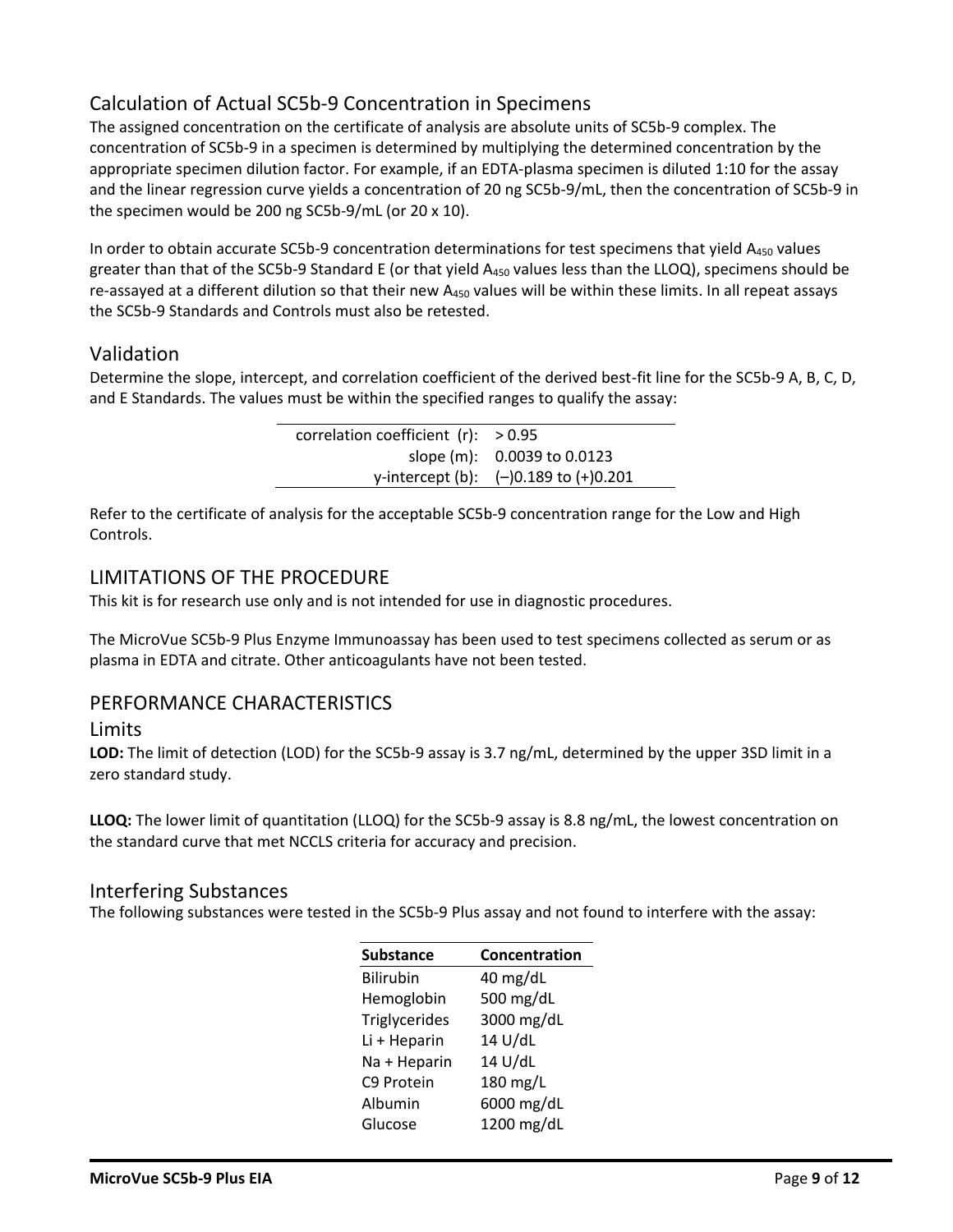## Calculation of Actual SC5b-9 Concentration in Specimens

The assigned concentration on the certificate of analysis are absolute units of SC5b-9 complex. The concentration of SC5b-9 in a specimen is determined by multiplying the determined concentration by the appropriate specimen dilution factor. For example, if an EDTA-plasma specimen is diluted 1:10 for the assay and the linear regression curve yields a concentration of 20 ng SC5b-9/mL, then the concentration of SC5b-9 in the specimen would be 200 ng SC5b-9/mL (or 20 x 10).

In order to obtain accurate SC5b-9 concentration determinations for test specimens that yield $A_{450}$ values greater than that of the SC5b-9 Standard E (or that yield $A_{450}$ values less than the LLOQ), specimens should be re-assayed at a different dilution so that their new $A_{450}$ values will be within these limits. In all repeat assays the SC5b-9 Standards and Controls must also be retested.

## Validation

Determine the slope, intercept, and correlation coefficient of the derived best-fit line for the SC5b-9 A, B, C, D, and E Standards. The values must be within the specified ranges to qualify the assay:

| | |
|---|---|
| correlation coefficient (r): | > 0.95 |
| slope (m): | 0.0039 to 0.0123 |
| y-intercept (b): | (–)0.189 to (+)0.201 |

Refer to the certificate of analysis for the acceptable SC5b-9 concentration range for the Low and High Controls.

# LIMITATIONS OF THE PROCEDURE

This kit is for research use only and is not intended for use in diagnostic procedures.

The MicroVue SC5b-9 Plus Enzyme Immunoassay has been used to test specimens collected as serum or as plasma in EDTA and citrate. Other anticoagulants have not been tested.

# PERFORMANCE CHARACTERISTICS

## Limits

**LOD:** The limit of detection (LOD) for the SC5b-9 assay is 3.7 ng/mL, determined by the upper 3SD limit in a zero standard study.

**LLOQ:** The lower limit of quantitation (LLOQ) for the SC5b-9 assay is 8.8 ng/mL, the lowest concentration on the standard curve that met NCCLS criteria for accuracy and precision.

## Interfering Substances

The following substances were tested in the SC5b-9 Plus assay and not found to interfere with the assay:

| Substance | Concentration |
|---|---|
| Bilirubin | 40 mg/dL |
| Hemoglobin | 500 mg/dL |
| Triglycerides | 3000 mg/dL |
| Li + Heparin | 14 U/dL |
| Na + Heparin | 14 U/dL |
| C9 Protein | 180 mg/L |
| Albumin | 6000 mg/dL |
| Glucose | 1200 mg/dL |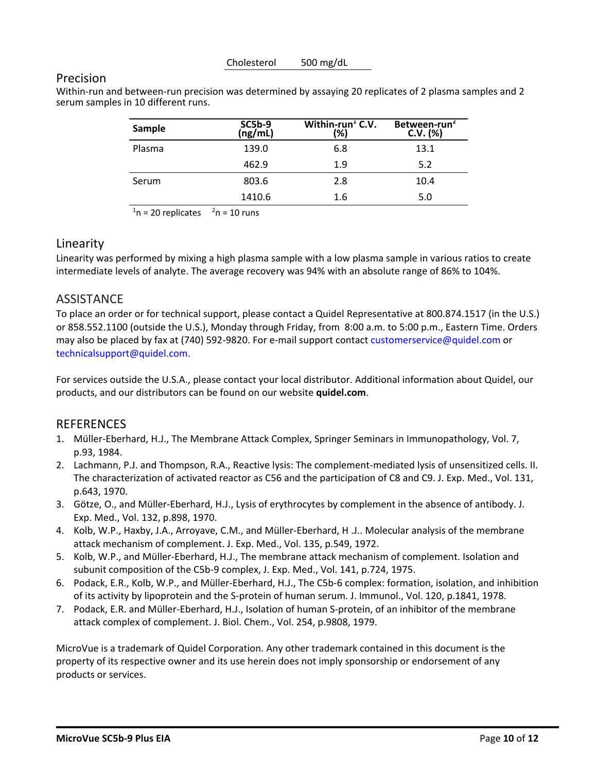| Cholesterol | 500 mg/dL |
|---|---|

## Precision

Within-run and between-run precision was determined by assaying 20 replicates of 2 plasma samples and 2 serum samples in 10 different runs.

| Sample | SC5b-9 (ng/mL) | Within-run[1] C.V. (%) | Between-run[2] C.V. (%) |
|---|---|---|---|
| Plasma | 139.0 | 6.8 | 13.1 |
| | 462.9 | 1.9 | 5.2 |
| Serum | 803.6 | 2.8 | 10.4 |
| | 1410.6 | 1.6 | 5.0 |

[1]n = 20 replicates  [2]n = 10 runs

## Linearity

Linearity was performed by mixing a high plasma sample with a low plasma sample in various ratios to create intermediate levels of analyte. The average recovery was 94% with an absolute range of 86% to 104%.

## ASSISTANCE

To place an order or for technical support, please contact a Quidel Representative at 800.874.1517 (in the U.S.) or 858.552.1100 (outside the U.S.), Monday through Friday, from 8:00 a.m. to 5:00 p.m., Eastern Time. Orders may also be placed by fax at (740) 592-9820. For e-mail support contact customerservice@quidel.com or technicalsupport@quidel.com.

For services outside the U.S.A., please contact your local distributor. Additional information about Quidel, our products, and our distributors can be found on our website **quidel.com**.

## REFERENCES

1. Müller-Eberhard, H.J., The Membrane Attack Complex, Springer Seminars in Immunopathology, Vol. 7, p.93, 1984.
2. Lachmann, P.J. and Thompson, R.A., Reactive lysis: The complement-mediated lysis of unsensitized cells. II. The characterization of activated reactor as C56 and the participation of C8 and C9. J. Exp. Med., Vol. 131, p.643, 1970.
3. Götze, O., and Müller-Eberhard, H.J., Lysis of erythrocytes by complement in the absence of antibody. J. Exp. Med., Vol. 132, p.898, 1970.
4. Kolb, W.P., Haxby, J.A., Arroyave, C.M., and Müller-Eberhard, H .J.. Molecular analysis of the membrane attack mechanism of complement. J. Exp. Med., Vol. 135, p.549, 1972.
5. Kolb, W.P., and Müller-Eberhard, H.J., The membrane attack mechanism of complement. Isolation and subunit composition of the C5b-9 complex, J. Exp. Med., Vol. 141, p.724, 1975.
6. Podack, E.R., Kolb, W.P., and Müller-Eberhard, H.J., The C5b-6 complex: formation, isolation, and inhibition of its activity by lipoprotein and the S-protein of human serum. J. Immunol., Vol. 120, p.1841, 1978.
7. Podack, E.R. and Müller-Eberhard, H.J., Isolation of human S-protein, of an inhibitor of the membrane attack complex of complement. J. Biol. Chem., Vol. 254, p.9808, 1979.

MicroVue is a trademark of Quidel Corporation. Any other trademark contained in this document is the property of its respective owner and its use herein does not imply sponsorship or endorsement of any products or services.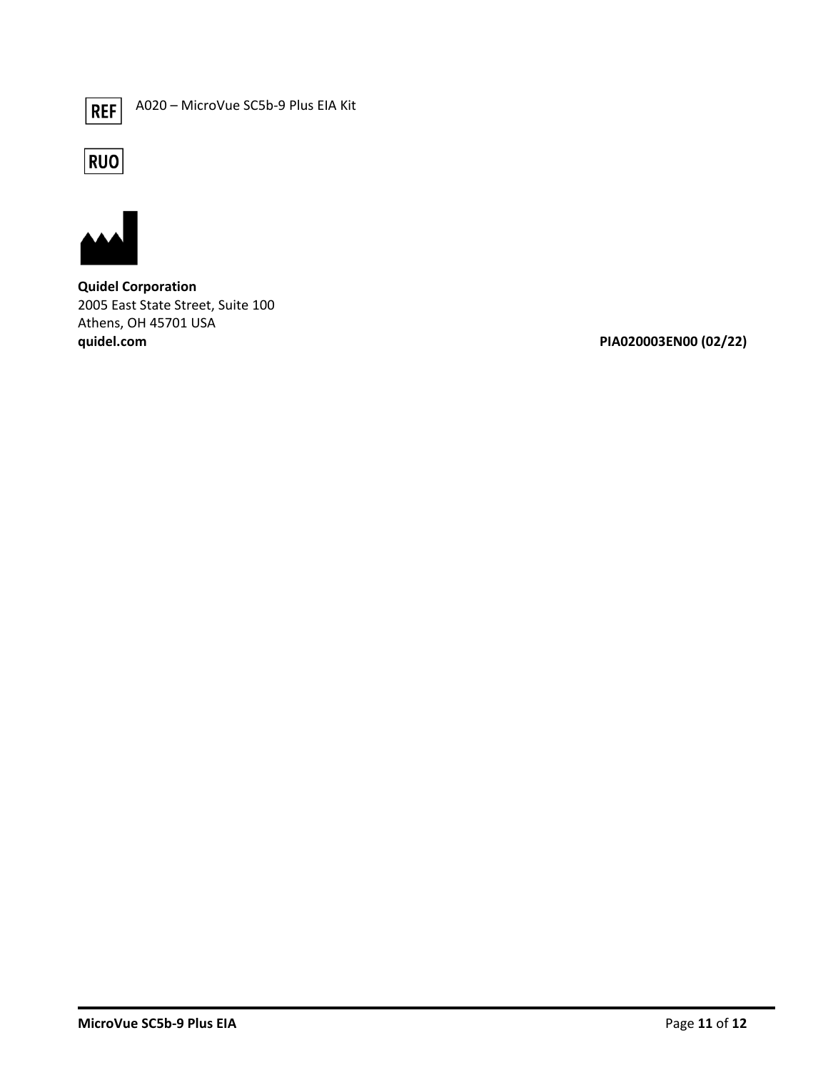REF A020 – MicroVue SC5b-9 Plus EIA Kit

RUO

**Quidel Corporation**
2005 East State Street, Suite 100
Athens, OH 45701 USA
**quidel.com**

**PIA020003EN00 (02/22)**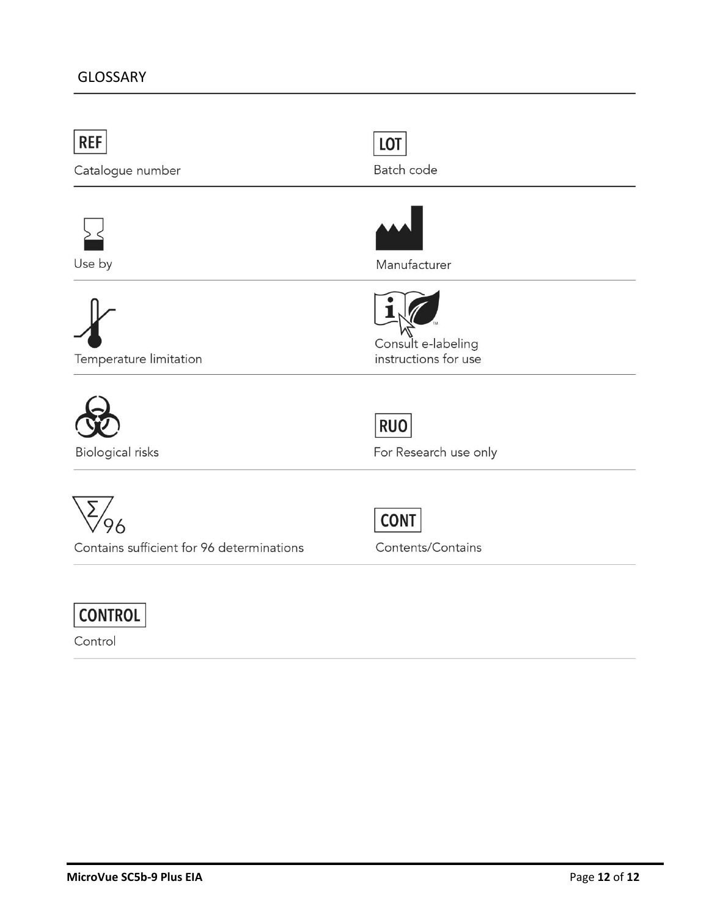## GLOSSARY

| | |
|---|---|
| REF<br>Catalogue number | LOT<br>Batch code |
| Use by | Manufacturer |
| Temperature limitation | Consult e-labeling instructions for use |
| Biological risks | RUO<br>For Research use only |
| Σ 96<br>Contains sufficient for 96 determinations | CONT<br>Contents/Contains |
| CONTROL<br>Control | |